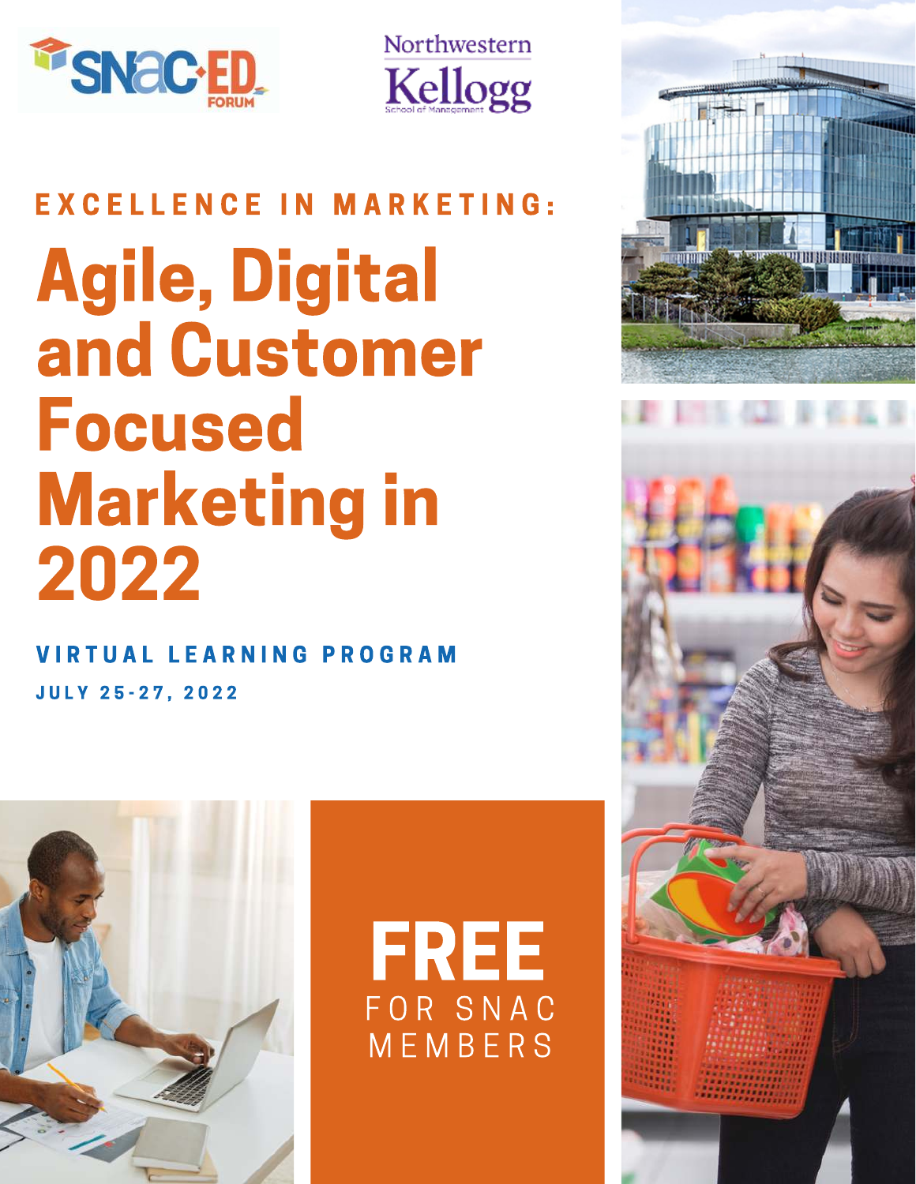SNAC·ED FORUM

Northwestern Kellogg School of Management

### EXCELLENCE IN MARKETING:

# Agile, Digital and Customer Focused Marketing in 2022

**VIRTUAL LEARNING PROGRAM**

**JULY 25-27, 2022**

**FREE** FOR SNAC MEMBERS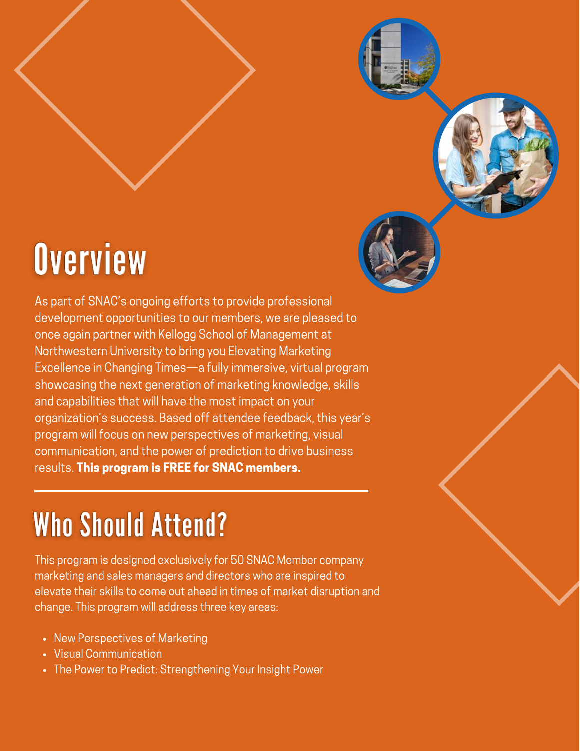# Overview

As part of SNAC's ongoing efforts to provide professional development opportunities to our members, we are pleased to once again partner with Kellogg School of Management at Northwestern University to bring you Elevating Marketing Excellence in Changing Times—a fully immersive, virtual program showcasing the next generation of marketing knowledge, skills and capabilities that will have the most impact on your organization's success. Based off attendee feedback, this year's program will focus on new perspectives of marketing, visual communication, and the power of prediction to drive business results. **This program is FREE for SNAC members.**

---

# Who Should Attend?

This program is designed exclusively for 50 SNAC Member company marketing and sales managers and directors who are inspired to elevate their skills to come out ahead in times of market disruption and change. This program will address three key areas:

- New Perspectives of Marketing
- Visual Communication
- The Power to Predict: Strengthening Your Insight Power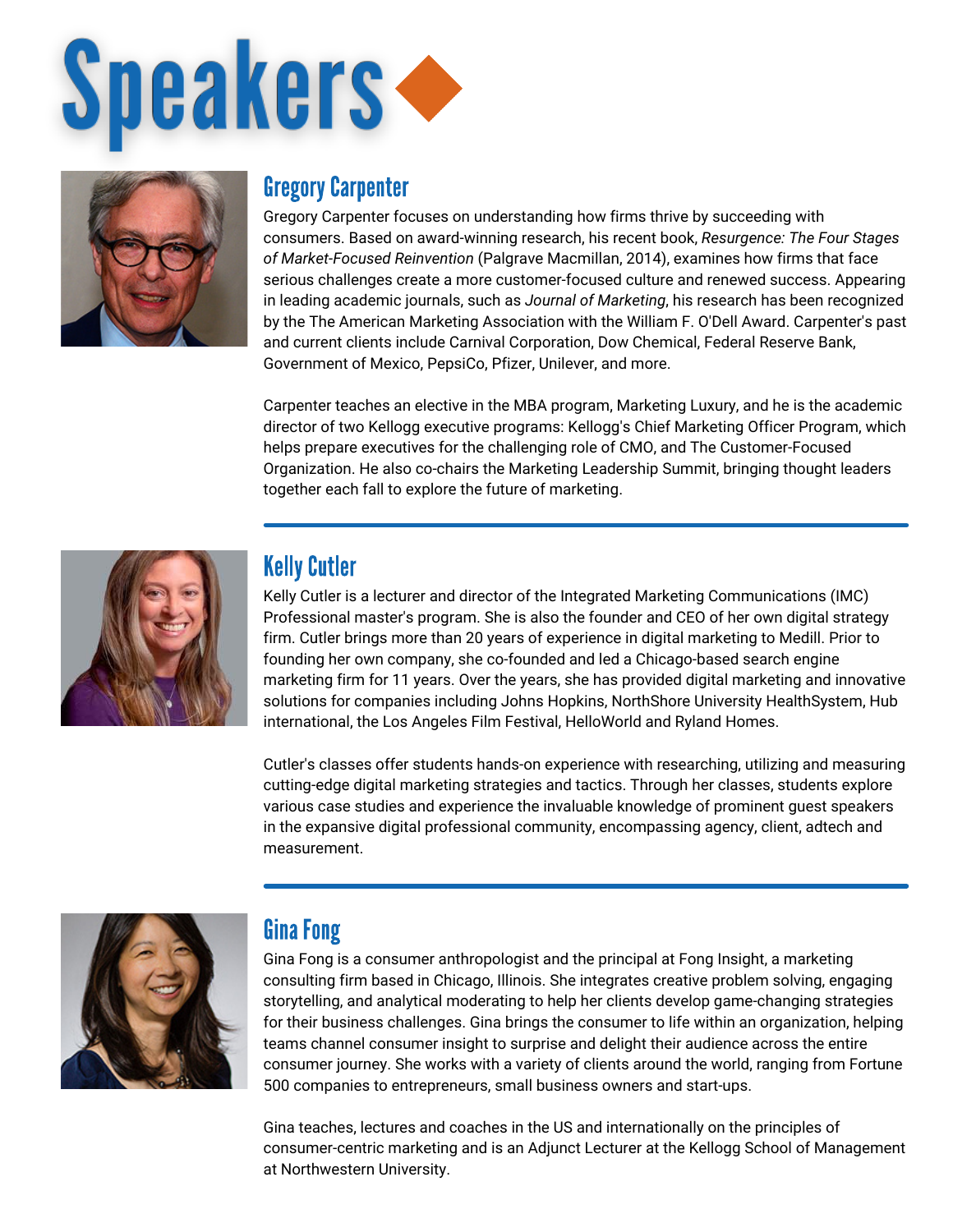# Speakers

## Gregory Carpenter

Gregory Carpenter focuses on understanding how firms thrive by succeeding with consumers. Based on award-winning research, his recent book, *Resurgence: The Four Stages of Market-Focused Reinvention* (Palgrave Macmillan, 2014), examines how firms that face serious challenges create a more customer-focused culture and renewed success. Appearing in leading academic journals, such as *Journal of Marketing*, his research has been recognized by the The American Marketing Association with the William F. O'Dell Award. Carpenter's past and current clients include Carnival Corporation, Dow Chemical, Federal Reserve Bank, Government of Mexico, PepsiCo, Pfizer, Unilever, and more.

Carpenter teaches an elective in the MBA program, Marketing Luxury, and he is the academic director of two Kellogg executive programs: Kellogg's Chief Marketing Officer Program, which helps prepare executives for the challenging role of CMO, and The Customer-Focused Organization. He also co-chairs the Marketing Leadership Summit, bringing thought leaders together each fall to explore the future of marketing.

---

## Kelly Cutler

Kelly Cutler is a lecturer and director of the Integrated Marketing Communications (IMC) Professional master's program. She is also the founder and CEO of her own digital strategy firm. Cutler brings more than 20 years of experience in digital marketing to Medill. Prior to founding her own company, she co-founded and led a Chicago-based search engine marketing firm for 11 years. Over the years, she has provided digital marketing and innovative solutions for companies including Johns Hopkins, NorthShore University HealthSystem, Hub international, the Los Angeles Film Festival, HelloWorld and Ryland Homes.

Cutler's classes offer students hands-on experience with researching, utilizing and measuring cutting-edge digital marketing strategies and tactics. Through her classes, students explore various case studies and experience the invaluable knowledge of prominent guest speakers in the expansive digital professional community, encompassing agency, client, adtech and measurement.

---

## Gina Fong

Gina Fong is a consumer anthropologist and the principal at Fong Insight, a marketing consulting firm based in Chicago, Illinois. She integrates creative problem solving, engaging storytelling, and analytical moderating to help her clients develop game-changing strategies for their business challenges. Gina brings the consumer to life within an organization, helping teams channel consumer insight to surprise and delight their audience across the entire consumer journey. She works with a variety of clients around the world, ranging from Fortune 500 companies to entrepreneurs, small business owners and start-ups.

Gina teaches, lectures and coaches in the US and internationally on the principles of consumer-centric marketing and is an Adjunct Lecturer at the Kellogg School of Management at Northwestern University.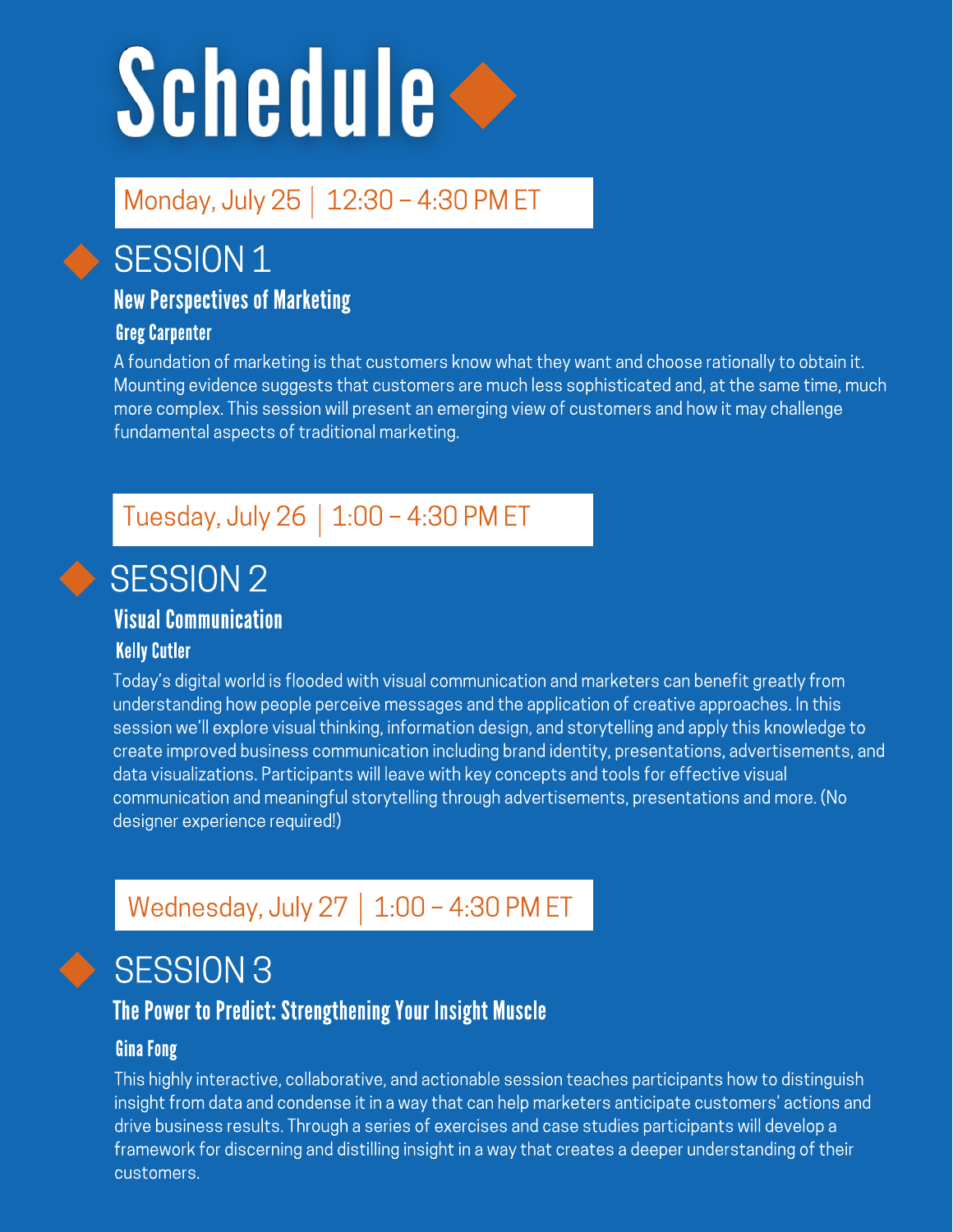# Schedule

Monday, July 25 | 12:30 – 4:30 PM ET

## SESSION 1

### New Perspectives of Marketing

**Greg Carpenter**

A foundation of marketing is that customers know what they want and choose rationally to obtain it. Mounting evidence suggests that customers are much less sophisticated and, at the same time, much more complex. This session will present an emerging view of customers and how it may challenge fundamental aspects of traditional marketing.

Tuesday, July 26 | 1:00 – 4:30 PM ET

## SESSION 2

### Visual Communication

**Kelly Cutler**

Today's digital world is flooded with visual communication and marketers can benefit greatly from understanding how people perceive messages and the application of creative approaches. In this session we'll explore visual thinking, information design, and storytelling and apply this knowledge to create improved business communication including brand identity, presentations, advertisements, and data visualizations. Participants will leave with key concepts and tools for effective visual communication and meaningful storytelling through advertisements, presentations and more. (No designer experience required!)

Wednesday, July 27 | 1:00 – 4:30 PM ET

## SESSION 3

### The Power to Predict: Strengthening Your Insight Muscle

**Gina Fong**

This highly interactive, collaborative, and actionable session teaches participants how to distinguish insight from data and condense it in a way that can help marketers anticipate customers' actions and drive business results. Through a series of exercises and case studies participants will develop a framework for discerning and distilling insight in a way that creates a deeper understanding of their customers.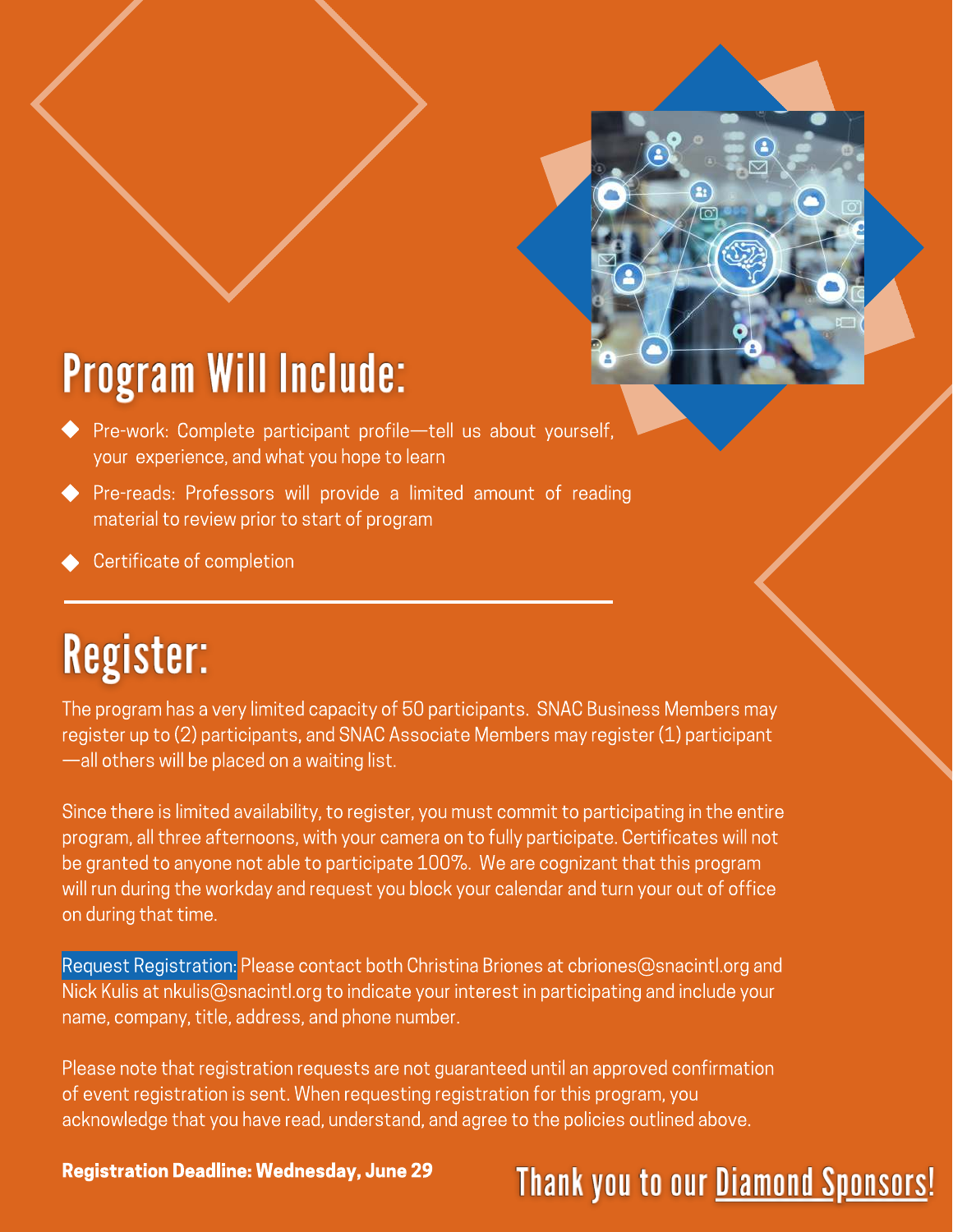## Program Will Include:

- Pre-work: Complete participant profile—tell us about yourself, your experience, and what you hope to learn
- Pre-reads: Professors will provide a limited amount of reading material to review prior to start of program
- Certificate of completion

## Register:

The program has a very limited capacity of 50 participants. SNAC Business Members may register up to (2) participants, and SNAC Associate Members may register (1) participant—all others will be placed on a waiting list.

Since there is limited availability, to register, you must commit to participating in the entire program, all three afternoons, with your camera on to fully participate. Certificates will not be granted to anyone not able to participate 100%. We are cognizant that this program will run during the workday and request you block your calendar and turn your out of office on during that time.

Request Registration: Please contact both Christina Briones at cbriones@snacintl.org and Nick Kulis at nkulis@snacintl.org to indicate your interest in participating and include your name, company, title, address, and phone number.

Please note that registration requests are not guaranteed until an approved confirmation of event registration is sent. When requesting registration for this program, you acknowledge that you have read, understand, and agree to the policies outlined above.

**Registration Deadline: Wednesday, June 29**

Thank you to our Diamond Sponsors!